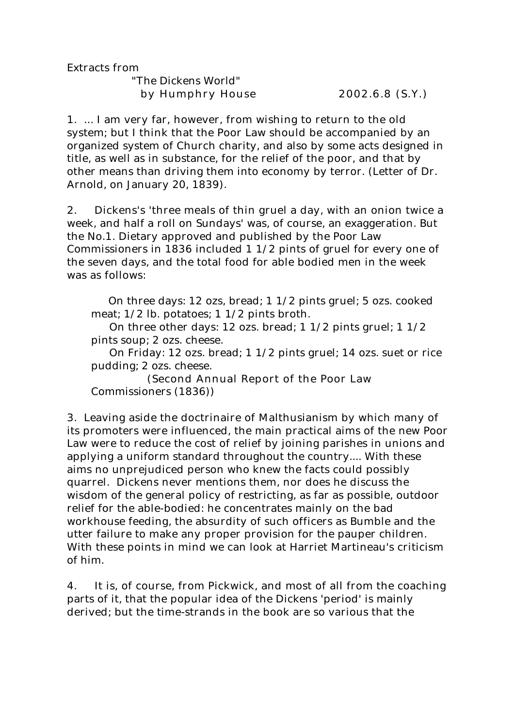Extracts from

"The Dickens World"

by Humphry House 2002.6.8 (S.Y.)

1. ... I am very far, however, from wishing to return to the old system; but I think that the Poor Law should be accompanied by an organized system of Church charity, and also by some acts designed in title, as well as in substance, for the relief of the poor, and that by other means than driving them into economy by terror. (Letter of Dr. Arnold, on January 20, 1839).

2. Dickens's 'three meals of thin gruel a day, with an onion twice a week, and half a roll on Sundays' was, of course, an exaggeration. But the No.1. Dietary approved and published by the Poor Law Commissioners in 1836 included 1 1/2 pints of gruel for every one of the seven days, and the total food for able bodied men in the week was as follows:

On three days: 12 ozs, bread; 1 1/2 pints gruel; 5 ozs. cooked meat; 1/2 lb. potatoes; 1 1/2 pints broth.

On three other days: 12 ozs. bread; 1 1/2 pints gruel; 1 1/2 pints soup; 2 ozs. cheese.

On Friday: 12 ozs. bread; 1 1/2 pints gruel; 14 ozs. suet or rice pudding; 2 ozs. cheese.

(Second Annual Report of the Poor Law Commissioners (1836))

3. Leaving aside the doctrinaire of Malthusianism by which many of its promoters were influenced, the main practical aims of the new Poor Law were to reduce the cost of relief by joining parishes in unions and applying a uniform standard throughout the country.... With these aims no unprejudiced person who knew the facts could possibly quarrel. Dickens never mentions them, nor does he discuss the wisdom of the general policy of restricting, as far as possible, outdoor relief for the able-bodied: he concentrates mainly on the bad workhouse feeding, the absurdity of such officers as Bumble and the utter failure to make any proper provision for the pauper children. With these points in mind we can look at Harriet Martineau's criticism of him.

4. It is, of course, from Pickwick, and most of all from the coaching parts of it, that the popular idea of the Dickens 'period' is mainly derived; but the time-strands in the book are so various that the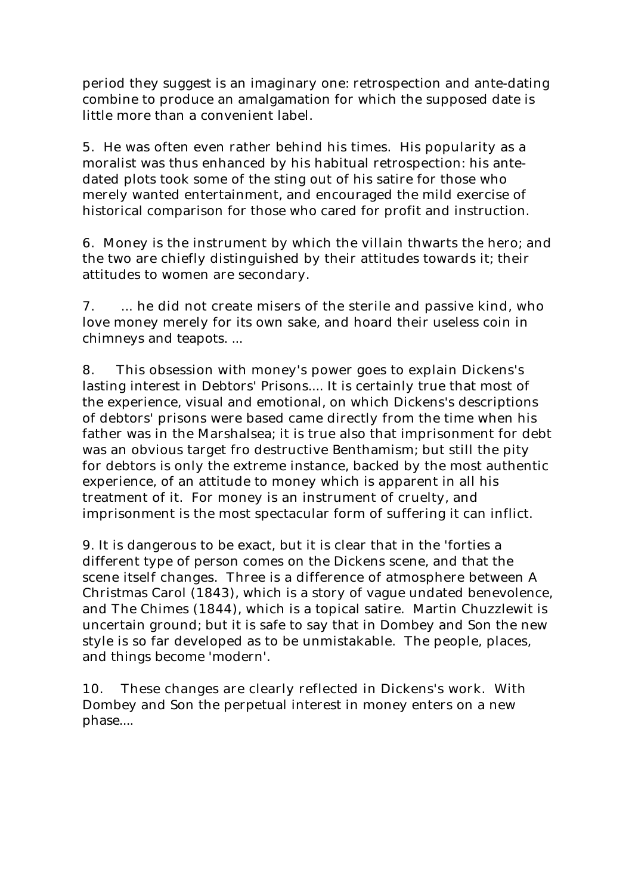period they suggest is an imaginary one: retrospection and ante-dating combine to produce an amalgamation for which the supposed date is little more than a convenient label.

5. He was often even rather behind his times. His popularity as a moralist was thus enhanced by his habitual retrospection: his ante-dated plots took some of the sting out of his satire for those who merely wanted entertainment, and encouraged the mild exercise of historical comparison for those who cared for profit and instruction.

6. Money is the instrument by which the villain thwarts the hero; and the two are chiefly distinguished by their attitudes towards it; their attitudes to women are secondary.

7. ... he did not create misers of the sterile and passive kind, who love money merely for its own sake, and hoard their useless coin in chimneys and teapots. ...

8. This obsession with money's power goes to explain Dickens's lasting interest in Debtors' Prisons.... It is certainly true that most of the experience, visual and emotional, on which Dickens's descriptions of debtors' prisons were based came directly from the time when his father was in the Marshalsea; it is true also that imprisonment for debt was an obvious target fro destructive Benthamism; but still the pity for debtors is only the extreme instance, backed by the most authentic experience, of an attitude to money which is apparent in all his treatment of it. For money is an instrument of cruelty, and imprisonment is the most spectacular form of suffering it can inflict.

9. It is dangerous to be exact, but it is clear that in the 'forties a different type of person comes on the Dickens scene, and that the scene itself changes. Three is a difference of atmosphere between A Christmas Carol (1843), which is a story of vague undated benevolence, and The Chimes (1844), which is a topical satire. Martin Chuzzlewit is uncertain ground; but it is safe to say that in Dombey and Son the new style is so far developed as to be unmistakable. The people, places, and things become 'modern'.

10. These changes are clearly reflected in Dickens's work. With Dombey and Son the perpetual interest in money enters on a new phase....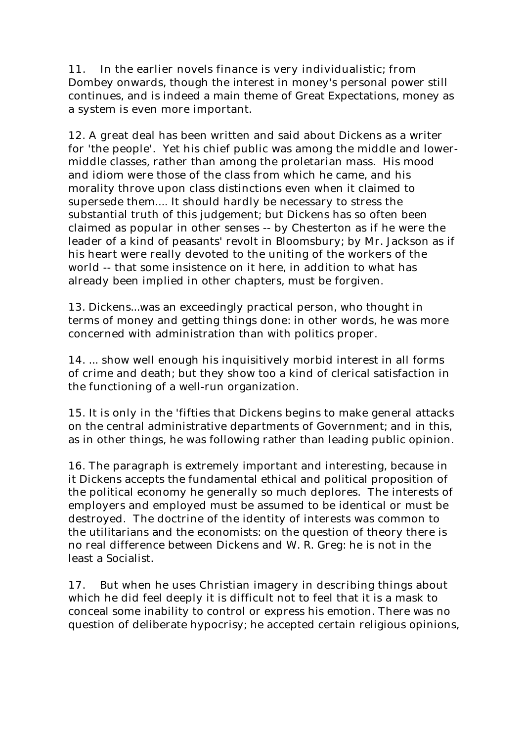11.    In the earlier novels finance is very individualistic; from Dombey onwards, though the interest in money's personal power still continues, and is indeed a main theme of Great Expectations, money as a system is even more important.

12. A great deal has been written and said about Dickens as a writer for 'the people'.  Yet his chief public was among the middle and lower-middle classes, rather than among the proletarian mass.  His mood and idiom were those of the class from which he came, and his morality throve upon class distinctions even when it claimed to supersede them.... It should hardly be necessary to stress the substantial truth of this judgement; but Dickens has so often been claimed as popular in other senses -- by Chesterton as if he were the leader of a kind of peasants' revolt in Bloomsbury; by Mr. Jackson as if his heart were really devoted to the uniting of the workers of the world -- that some insistence on it here, in addition to what has already been implied in other chapters, must be forgiven.

13. Dickens...was an exceedingly practical person, who thought in terms of money and getting things done: in other words, he was more concerned with administration than with politics proper.

14. ... show well enough his inquisitively morbid interest in all forms of crime and death; but they show too a kind of clerical satisfaction in the functioning of a well-run organization.

15. It is only in the 'fifties that Dickens begins to make general attacks on the central administrative departments of Government; and in this, as in other things, he was following rather than leading public opinion.

16. The paragraph is extremely important and interesting, because in it Dickens accepts the fundamental ethical and political proposition of the political economy he generally so much deplores.  The interests of employers and employed must be assumed to be identical or must be destroyed.  The doctrine of the identity of interests was common to the utilitarians and the economists: on the question of theory there is no real difference between Dickens and W. R. Greg: he is not in the least a Socialist.

17.    But when he uses Christian imagery in describing things about which he did feel deeply it is difficult not to feel that it is a mask to conceal some inability to control or express his emotion. There was no question of deliberate hypocrisy; he accepted certain religious opinions,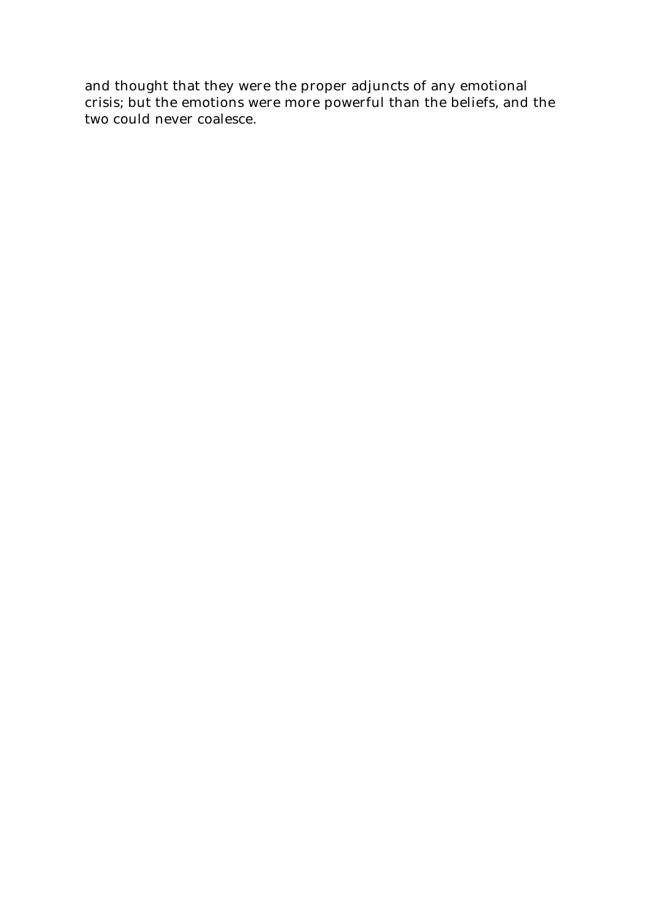and thought that they were the proper adjuncts of any emotional crisis; but the emotions were more powerful than the beliefs, and the two could never coalesce.